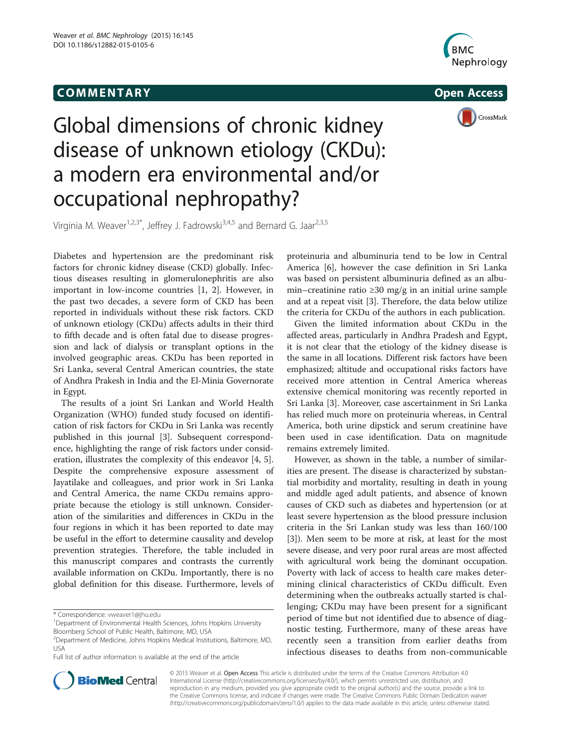**COMMENTARY** **Open Access**

# Global dimensions of chronic kidney disease of unknown etiology (CKDu): a modern era environmental and/or occupational nephropathy?

Virginia M. Weaver[1,2,3*], Jeffrey J. Fadrowski[3,4,5] and Bernard G. Jaar[2,3,5]

Diabetes and hypertension are the predominant risk factors for chronic kidney disease (CKD) globally. Infectious diseases resulting in glomerulonephritis are also important in low-income countries [1, 2]. However, in the past two decades, a severe form of CKD has been reported in individuals without these risk factors. CKD of unknown etiology (CKDu) affects adults in their third to fifth decade and is often fatal due to disease progression and lack of dialysis or transplant options in the involved geographic areas. CKDu has been reported in Sri Lanka, several Central American countries, the state of Andhra Prakesh in India and the El-Minia Governorate in Egypt.

The results of a joint Sri Lankan and World Health Organization (WHO) funded study focused on identification of risk factors for CKDu in Sri Lanka was recently published in this journal [3]. Subsequent correspondence, highlighting the range of risk factors under consideration, illustrates the complexity of this endeavor [4, 5]. Despite the comprehensive exposure assessment of Jayatilake and colleagues, and prior work in Sri Lanka and Central America, the name CKDu remains appropriate because the etiology is still unknown. Consideration of the similarities and differences in CKDu in the four regions in which it has been reported to date may be useful in the effort to determine causality and develop prevention strategies. Therefore, the table included in this manuscript compares and contrasts the currently available information on CKDu. Importantly, there is no global definition for this disease. Furthermore, levels of proteinuria and albuminuria tend to be low in Central America [6], however the case definition in Sri Lanka was based on persistent albuminuria defined as an albumin–creatinine ratio ≥30 mg/g in an initial urine sample and at a repeat visit [3]. Therefore, the data below utilize the criteria for CKDu of the authors in each publication.

Given the limited information about CKDu in the affected areas, particularly in Andhra Pradesh and Egypt, it is not clear that the etiology of the kidney disease is the same in all locations. Different risk factors have been emphasized; altitude and occupational risks factors have received more attention in Central America whereas extensive chemical monitoring was recently reported in Sri Lanka [3]. Moreover, case ascertainment in Sri Lanka has relied much more on proteinuria whereas, in Central America, both urine dipstick and serum creatinine have been used in case identification. Data on magnitude remains extremely limited.

However, as shown in the table, a number of similarities are present. The disease is characterized by substantial morbidity and mortality, resulting in death in young and middle aged adult patients, and absence of known causes of CKD such as diabetes and hypertension (or at least severe hypertension as the blood pressure inclusion criteria in the Sri Lankan study was less than 160/100 [3]). Men seem to be more at risk, at least for the most severe disease, and very poor rural areas are most affected with agricultural work being the dominant occupation. Poverty with lack of access to health care makes determining clinical characteristics of CKDu difficult. Even determining when the outbreaks actually started is challenging; CKDu may have been present for a significant period of time but not identified due to absence of diagnostic testing. Furthermore, many of these areas have recently seen a transition from earlier deaths from infectious diseases to deaths from non-communicable

\* Correspondence: vweaver1@jhu.edu
[1]Department of Environmental Health Sciences, Johns Hopkins University Bloomberg School of Public Health, Baltimore, MD, USA
[2]Department of Medicine, Johns Hopkins Medical Institutions, Baltimore, MD, USA
Full list of author information is available at the end of the article

© 2015 Weaver et al. Open Access This article is distributed under the terms of the Creative Commons Attribution 4.0 International License (http://creativecommons.org/licenses/by/4.0/), which permits unrestricted use, distribution, and reproduction in any medium, provided you give appropriate credit to the original author(s) and the source, provide a link to the Creative Commons license, and indicate if changes were made. The Creative Commons Public Domain Dedication waiver (http://creativecommons.org/publicdomain/zero/1.0/) applies to the data made available in this article, unless otherwise stated.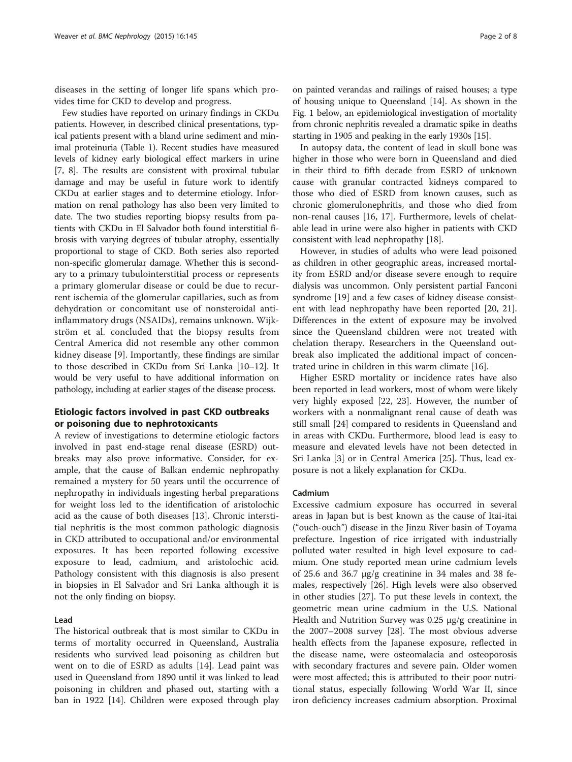diseases in the setting of longer life spans which provides time for CKD to develop and progress.

Few studies have reported on urinary findings in CKDu patients. However, in described clinical presentations, typical patients present with a bland urine sediment and minimal proteinuria (Table 1). Recent studies have measured levels of kidney early biological effect markers in urine [7, 8]. The results are consistent with proximal tubular damage and may be useful in future work to identify CKDu at earlier stages and to determine etiology. Information on renal pathology has also been very limited to date. The two studies reporting biopsy results from patients with CKDu in El Salvador both found interstitial fibrosis with varying degrees of tubular atrophy, essentially proportional to stage of CKD. Both series also reported non-specific glomerular damage. Whether this is secondary to a primary tubulointerstitial process or represents a primary glomerular disease or could be due to recurrent ischemia of the glomerular capillaries, such as from dehydration or concomitant use of nonsteroidal anti-inflammatory drugs (NSAIDs), remains unknown. Wijkström et al. concluded that the biopsy results from Central America did not resemble any other common kidney disease [9]. Importantly, these findings are similar to those described in CKDu from Sri Lanka [10–12]. It would be very useful to have additional information on pathology, including at earlier stages of the disease process.

## Etiologic factors involved in past CKD outbreaks or poisoning due to nephrotoxicants

A review of investigations to determine etiologic factors involved in past end-stage renal disease (ESRD) outbreaks may also prove informative. Consider, for example, that the cause of Balkan endemic nephropathy remained a mystery for 50 years until the occurrence of nephropathy in individuals ingesting herbal preparations for weight loss led to the identification of aristolochic acid as the cause of both diseases [13]. Chronic interstitial nephritis is the most common pathologic diagnosis in CKD attributed to occupational and/or environmental exposures. It has been reported following excessive exposure to lead, cadmium, and aristolochic acid. Pathology consistent with this diagnosis is also present in biopsies in El Salvador and Sri Lanka although it is not the only finding on biopsy.

### Lead

The historical outbreak that is most similar to CKDu in terms of mortality occurred in Queensland, Australia residents who survived lead poisoning as children but went on to die of ESRD as adults [14]. Lead paint was used in Queensland from 1890 until it was linked to lead poisoning in children and phased out, starting with a ban in 1922 [14]. Children were exposed through play on painted verandas and railings of raised houses; a type of housing unique to Queensland [14]. As shown in the Fig. 1 below, an epidemiological investigation of mortality from chronic nephritis revealed a dramatic spike in deaths starting in 1905 and peaking in the early 1930s [15].

In autopsy data, the content of lead in skull bone was higher in those who were born in Queensland and died in their third to fifth decade from ESRD of unknown cause with granular contracted kidneys compared to those who died of ESRD from known causes, such as chronic glomerulonephritis, and those who died from non-renal causes [16, 17]. Furthermore, levels of chelatable lead in urine were also higher in patients with CKD consistent with lead nephropathy [18].

However, in studies of adults who were lead poisoned as children in other geographic areas, increased mortality from ESRD and/or disease severe enough to require dialysis was uncommon. Only persistent partial Fanconi syndrome [19] and a few cases of kidney disease consistent with lead nephropathy have been reported [20, 21]. Differences in the extent of exposure may be involved since the Queensland children were not treated with chelation therapy. Researchers in the Queensland outbreak also implicated the additional impact of concentrated urine in children in this warm climate [16].

Higher ESRD mortality or incidence rates have also been reported in lead workers, most of whom were likely very highly exposed [22, 23]. However, the number of workers with a nonmalignant renal cause of death was still small [24] compared to residents in Queensland and in areas with CKDu. Furthermore, blood lead is easy to measure and elevated levels have not been detected in Sri Lanka [3] or in Central America [25]. Thus, lead exposure is not a likely explanation for CKDu.

### Cadmium

Excessive cadmium exposure has occurred in several areas in Japan but is best known as the cause of Itai-itai ("ouch-ouch") disease in the Jinzu River basin of Toyama prefecture. Ingestion of rice irrigated with industrially polluted water resulted in high level exposure to cadmium. One study reported mean urine cadmium levels of 25.6 and 36.7 μg/g creatinine in 34 males and 38 females, respectively [26]. High levels were also observed in other studies [27]. To put these levels in context, the geometric mean urine cadmium in the U.S. National Health and Nutrition Survey was 0.25 μg/g creatinine in the 2007–2008 survey [28]. The most obvious adverse health effects from the Japanese exposure, reflected in the disease name, were osteomalacia and osteoporosis with secondary fractures and severe pain. Older women were most affected; this is attributed to their poor nutritional status, especially following World War II, since iron deficiency increases cadmium absorption. Proximal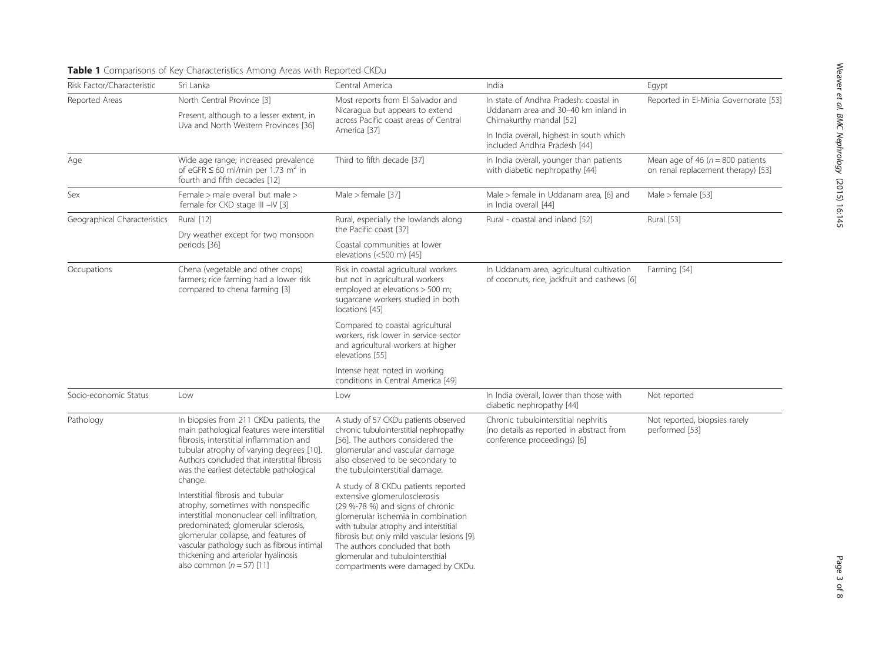**Table 1** Comparisons of Key Characteristics Among Areas with Reported CKDu

| Risk Factor/Characteristic | Sri Lanka | Central America | India | Egypt |
|---|---|---|---|---|
| Reported Areas | North Central Province [3]<br>Present, although to a lesser extent, in Uva and North Western Provinces [36] | Most reports from El Salvador and Nicaragua but appears to extend across Pacific coast areas of Central America [37] | In state of Andhra Pradesh: coastal in Uddanam area and 30–40 km inland in Chimakurthy mandal [52]<br>In India overall, highest in south which included Andhra Pradesh [44] | Reported in El-Minia Governorate [53] |
| Age | Wide age range; increased prevalence of eGFR ≤ 60 ml/min per 1.73 $m^2$ in fourth and fifth decades [12] | Third to fifth decade [37] | In India overall, younger than patients with diabetic nephropathy [44] | Mean age of 46 ($n = 800$ patients on renal replacement therapy) [53] |
| Sex | Female > male overall but male > female for CKD stage III –IV [3] | Male > female [37] | Male > female in Uddanam area, [6] and in India overall [44] | Male > female [53] |
| Geographical Characteristics | Rural [12]<br>Dry weather except for two monsoon periods [36] | Rural, especially the lowlands along the Pacific coast [37]<br>Coastal communities at lower elevations (<500 m) [45] | Rural - coastal and inland [52] | Rural [53] |
| Occupations | Chena (vegetable and other crops) farmers; rice farming had a lower risk compared to chena farming [3] | Risk in coastal agricultural workers but not in agricultural workers employed at elevations > 500 m; sugarcane workers studied in both locations [45]<br>Compared to coastal agricultural workers, risk lower in service sector and agricultural workers at higher elevations [55]<br>Intense heat noted in working conditions in Central America [49] | In Uddanam area, agricultural cultivation of coconuts, rice, jackfruit and cashews [6] | Farming [54] |
| Socio-economic Status | Low | Low | In India overall, lower than those with diabetic nephropathy [44] | Not reported |
| Pathology | In biopsies from 211 CKDu patients, the main pathological features were interstitial fibrosis, interstitial inflammation and tubular atrophy of varying degrees [10]. Authors concluded that interstitial fibrosis was the earliest detectable pathological change.<br>Interstitial fibrosis and tubular atrophy, sometimes with nonspecific interstitial mononuclear cell infiltration, predominated; glomerular sclerosis, glomerular collapse, and features of vascular pathology such as fibrous intimal thickening and arteriolar hyalinosis also common ($n = 57$) [11] | A study of 57 CKDu patients observed chronic tubulointerstitial nephropathy [56]. The authors considered the glomerular and vascular damage also observed to be secondary to the tubulointerstitial damage.<br>A study of 8 CKDu patients reported extensive glomerulosclerosis (29 %-78 %) and signs of chronic glomerular ischemia in combination with tubular atrophy and interstitial fibrosis but only mild vascular lesions [9]. The authors concluded that both glomerular and tubulointerstitial compartments were damaged by CKDu. | Chronic tubulointerstitial nephritis (no details as reported in abstract from conference proceedings) [6] | Not reported, biopsies rarely performed [53] |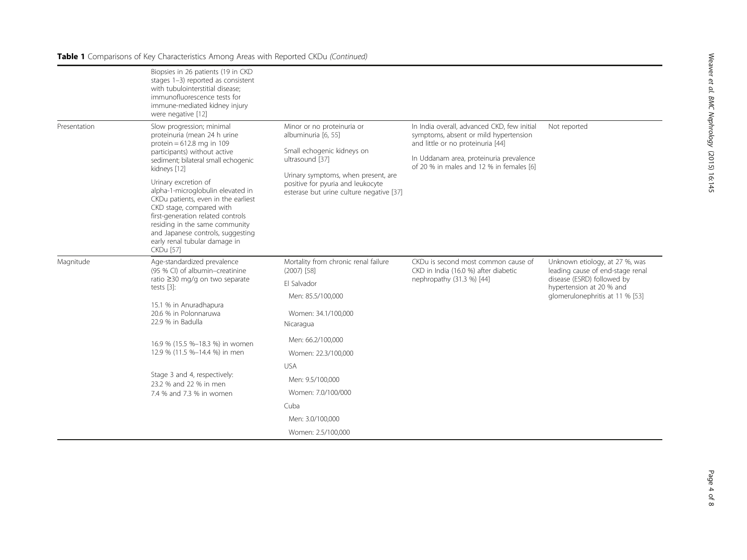**Table 1** Comparisons of Key Characteristics Among Areas with Reported CKDu *(Continued)*

| | | | | |
|---|---|---|---|---|
| | Biopsies in 26 patients (19 in CKD stages 1–3) reported as consistent with tubulointerstitial disease; immunofluorescence tests for immune-mediated kidney injury were negative [12] | | | |
| Presentation | Slow progression; minimal proteinuria (mean 24 h urine protein = 612.8 mg in 109 participants) without active sediment; bilateral small echogenic kidneys [12]<br><br>Urinary excretion of alpha-1-microglobulin elevated in CKDu patients, even in the earliest CKD stage, compared with first-generation related controls residing in the same community and Japanese controls, suggesting early renal tubular damage in CKDu [57] | Minor or no proteinuria or albuminuria [6, 55]<br><br>Small echogenic kidneys on ultrasound [37]<br><br>Urinary symptoms, when present, are positive for pyuria and leukocyte esterase but urine culture negative [37] | In India overall, advanced CKD, few initial symptoms, absent or mild hypertension and little or no proteinuria [44]<br><br>In Uddanam area, proteinuria prevalence of 20 % in males and 12 % in females [6] | Not reported |
| Magnitude | Age-standardized prevalence (95 % CI) of albumin–creatinine ratio ≥30 mg/g on two separate tests [3]:<br><br>15.1 % in Anuradhapura<br>20.6 % in Polonnaruwa<br>22.9 % in Badulla<br><br>16.9 % (15.5 %–18.3 %) in women<br>12.9 % (11.5 %–14.4 %) in men<br><br>Stage 3 and 4, respectively:<br>23.2 % and 22 % in men<br>7.4 % and 7.3 % in women | Mortality from chronic renal failure (2007) [58]<br><br>El Salvador<br>Men: 85.5/100,000<br>Women: 34.1/100,000<br><br>Nicaragua<br>Men: 66.2/100,000<br>Women: 22.3/100,000<br><br>USA<br>Men: 9.5/100,000<br>Women: 7.0/100/000<br><br>Cuba<br>Men: 3.0/100,000<br>Women: 2.5/100,000 | CKDu is second most common cause of CKD in India (16.0 %) after diabetic nephropathy (31.3 %) [44] | Unknown etiology, at 27 %, was leading cause of end-stage renal disease (ESRD) followed by hypertension at 20 % and glomerulonephritis at 11 % [53] |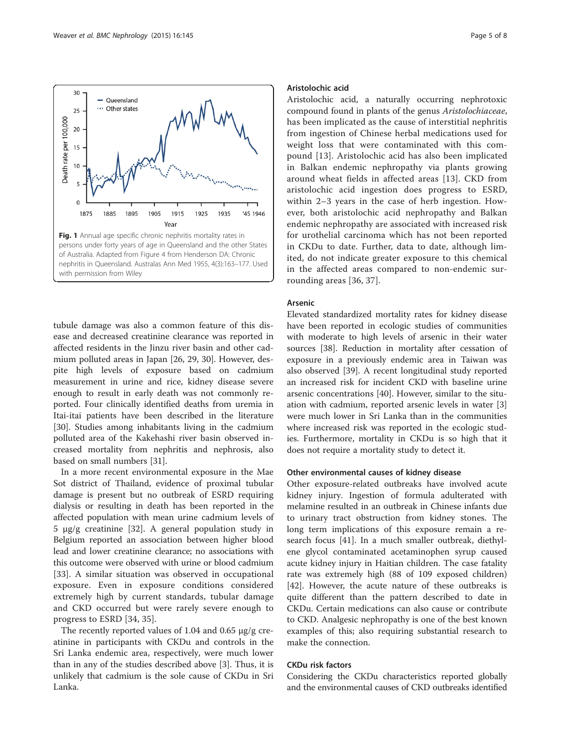Fig. 1 Annual age specific chronic nephritis mortality rates in persons under forty years of age in Queensland and the other States of Australia. Adapted from Figure 4 from Henderson DA: Chronic nephritis in Queensland. Australas Ann Med 1955, 4(3):163–177. Used with permission from Wiley

tubule damage was also a common feature of this disease and decreased creatinine clearance was reported in affected residents in the Jinzu river basin and other cadmium polluted areas in Japan [26, 29, 30]. However, despite high levels of exposure based on cadmium measurement in urine and rice, kidney disease severe enough to result in early death was not commonly reported. Four clinically identified deaths from uremia in Itai-itai patients have been described in the literature [30]. Studies among inhabitants living in the cadmium polluted area of the Kakehashi river basin observed increased mortality from nephritis and nephrosis, also based on small numbers [31].

In a more recent environmental exposure in the Mae Sot district of Thailand, evidence of proximal tubular damage is present but no outbreak of ESRD requiring dialysis or resulting in death has been reported in the affected population with mean urine cadmium levels of 5 μg/g creatinine [32]. A general population study in Belgium reported an association between higher blood lead and lower creatinine clearance; no associations with this outcome were observed with urine or blood cadmium [33]. A similar situation was observed in occupational exposure. Even in exposure conditions considered extremely high by current standards, tubular damage and CKD occurred but were rarely severe enough to progress to ESRD [34, 35].

The recently reported values of 1.04 and 0.65 μg/g creatinine in participants with CKDu and controls in the Sri Lanka endemic area, respectively, were much lower than in any of the studies described above [3]. Thus, it is unlikely that cadmium is the sole cause of CKDu in Sri Lanka.

### Aristolochic acid

Aristolochic acid, a naturally occurring nephrotoxic compound found in plants of the genus *Aristolochiaceae*, has been implicated as the cause of interstitial nephritis from ingestion of Chinese herbal medications used for weight loss that were contaminated with this compound [13]. Aristolochic acid has also been implicated in Balkan endemic nephropathy via plants growing around wheat fields in affected areas [13]. CKD from aristolochic acid ingestion does progress to ESRD, within 2–3 years in the case of herb ingestion. However, both aristolochic acid nephropathy and Balkan endemic nephropathy are associated with increased risk for urothelial carcinoma which has not been reported in CKDu to date. Further, data to date, although limited, do not indicate greater exposure to this chemical in the affected areas compared to non-endemic surrounding areas [36, 37].

### Arsenic

Elevated standardized mortality rates for kidney disease have been reported in ecologic studies of communities with moderate to high levels of arsenic in their water sources [38]. Reduction in mortality after cessation of exposure in a previously endemic area in Taiwan was also observed [39]. A recent longitudinal study reported an increased risk for incident CKD with baseline urine arsenic concentrations [40]. However, similar to the situation with cadmium, reported arsenic levels in water [3] were much lower in Sri Lanka than in the communities where increased risk was reported in the ecologic studies. Furthermore, mortality in CKDu is so high that it does not require a mortality study to detect it.

### Other environmental causes of kidney disease

Other exposure-related outbreaks have involved acute kidney injury. Ingestion of formula adulterated with melamine resulted in an outbreak in Chinese infants due to urinary tract obstruction from kidney stones. The long term implications of this exposure remain a research focus [41]. In a much smaller outbreak, diethylene glycol contaminated acetaminophen syrup caused acute kidney injury in Haitian children. The case fatality rate was extremely high (88 of 109 exposed children) [42]. However, the acute nature of these outbreaks is quite different than the pattern described to date in CKDu. Certain medications can also cause or contribute to CKD. Analgesic nephropathy is one of the best known examples of this; also requiring substantial research to make the connection.

### CKDu risk factors

Considering the CKDu characteristics reported globally and the environmental causes of CKD outbreaks identified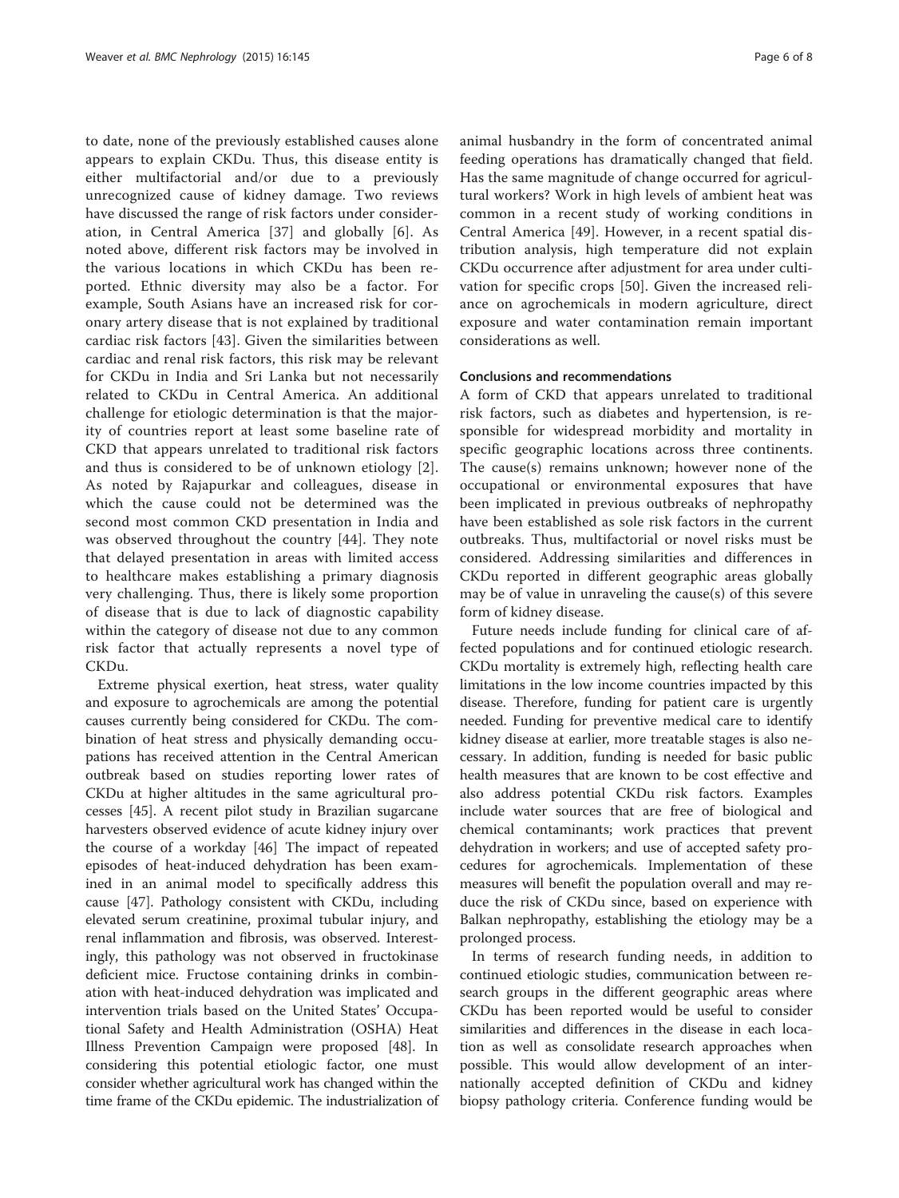to date, none of the previously established causes alone appears to explain CKDu. Thus, this disease entity is either multifactorial and/or due to a previously unrecognized cause of kidney damage. Two reviews have discussed the range of risk factors under consideration, in Central America [37] and globally [6]. As noted above, different risk factors may be involved in the various locations in which CKDu has been reported. Ethnic diversity may also be a factor. For example, South Asians have an increased risk for coronary artery disease that is not explained by traditional cardiac risk factors [43]. Given the similarities between cardiac and renal risk factors, this risk may be relevant for CKDu in India and Sri Lanka but not necessarily related to CKDu in Central America. An additional challenge for etiologic determination is that the majority of countries report at least some baseline rate of CKD that appears unrelated to traditional risk factors and thus is considered to be of unknown etiology [2]. As noted by Rajapurkar and colleagues, disease in which the cause could not be determined was the second most common CKD presentation in India and was observed throughout the country [44]. They note that delayed presentation in areas with limited access to healthcare makes establishing a primary diagnosis very challenging. Thus, there is likely some proportion of disease that is due to lack of diagnostic capability within the category of disease not due to any common risk factor that actually represents a novel type of CKDu.

Extreme physical exertion, heat stress, water quality and exposure to agrochemicals are among the potential causes currently being considered for CKDu. The combination of heat stress and physically demanding occupations has received attention in the Central American outbreak based on studies reporting lower rates of CKDu at higher altitudes in the same agricultural processes [45]. A recent pilot study in Brazilian sugarcane harvesters observed evidence of acute kidney injury over the course of a workday [46] The impact of repeated episodes of heat-induced dehydration has been examined in an animal model to specifically address this cause [47]. Pathology consistent with CKDu, including elevated serum creatinine, proximal tubular injury, and renal inflammation and fibrosis, was observed. Interestingly, this pathology was not observed in fructokinase deficient mice. Fructose containing drinks in combination with heat-induced dehydration was implicated and intervention trials based on the United States' Occupational Safety and Health Administration (OSHA) Heat Illness Prevention Campaign were proposed [48]. In considering this potential etiologic factor, one must consider whether agricultural work has changed within the time frame of the CKDu epidemic. The industrialization of animal husbandry in the form of concentrated animal feeding operations has dramatically changed that field. Has the same magnitude of change occurred for agricultural workers? Work in high levels of ambient heat was common in a recent study of working conditions in Central America [49]. However, in a recent spatial distribution analysis, high temperature did not explain CKDu occurrence after adjustment for area under cultivation for specific crops [50]. Given the increased reliance on agrochemicals in modern agriculture, direct exposure and water contamination remain important considerations as well.

## Conclusions and recommendations

A form of CKD that appears unrelated to traditional risk factors, such as diabetes and hypertension, is responsible for widespread morbidity and mortality in specific geographic locations across three continents. The cause(s) remains unknown; however none of the occupational or environmental exposures that have been implicated in previous outbreaks of nephropathy have been established as sole risk factors in the current outbreaks. Thus, multifactorial or novel risks must be considered. Addressing similarities and differences in CKDu reported in different geographic areas globally may be of value in unraveling the cause(s) of this severe form of kidney disease.

Future needs include funding for clinical care of affected populations and for continued etiologic research. CKDu mortality is extremely high, reflecting health care limitations in the low income countries impacted by this disease. Therefore, funding for patient care is urgently needed. Funding for preventive medical care to identify kidney disease at earlier, more treatable stages is also necessary. In addition, funding is needed for basic public health measures that are known to be cost effective and also address potential CKDu risk factors. Examples include water sources that are free of biological and chemical contaminants; work practices that prevent dehydration in workers; and use of accepted safety procedures for agrochemicals. Implementation of these measures will benefit the population overall and may reduce the risk of CKDu since, based on experience with Balkan nephropathy, establishing the etiology may be a prolonged process.

In terms of research funding needs, in addition to continued etiologic studies, communication between research groups in the different geographic areas where CKDu has been reported would be useful to consider similarities and differences in the disease in each location as well as consolidate research approaches when possible. This would allow development of an internationally accepted definition of CKDu and kidney biopsy pathology criteria. Conference funding would be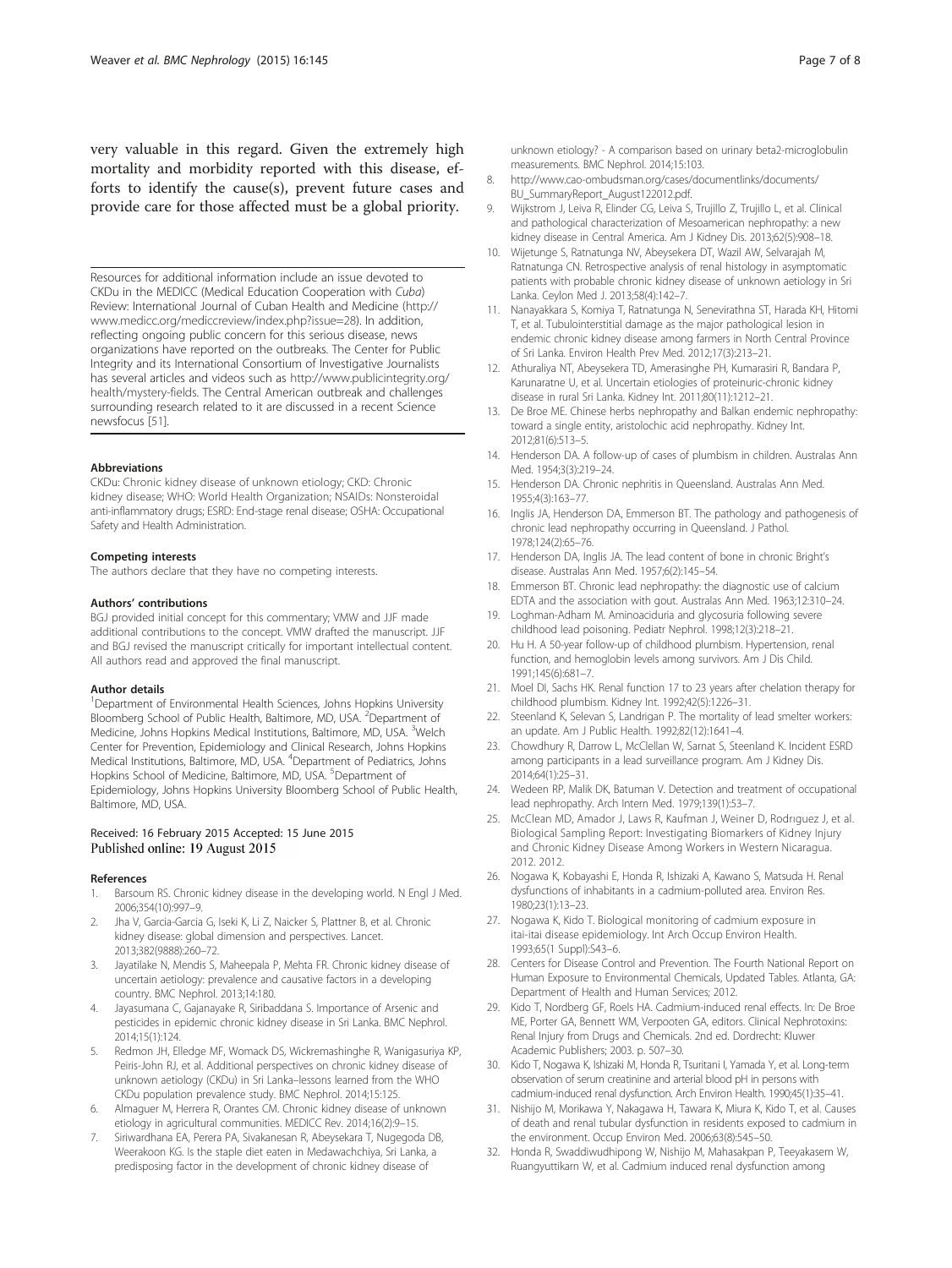very valuable in this regard. Given the extremely high mortality and morbidity reported with this disease, efforts to identify the cause(s), prevent future cases and provide care for those affected must be a global priority.

Resources for additional information include an issue devoted to CKDu in the MEDICC (Medical Education Cooperation with *Cuba*) Review: International Journal of Cuban Health and Medicine (http://www.medicc.org/mediccreview/index.php?issue=28). In addition, reflecting ongoing public concern for this serious disease, news organizations have reported on the outbreaks. The Center for Public Integrity and its International Consortium of Investigative Journalists has several articles and videos such as http://www.publicintegrity.org/health/mystery-fields. The Central American outbreak and challenges surrounding research related to it are discussed in a recent Science newsfocus [51].

#### Abbreviations

CKDu: Chronic kidney disease of unknown etiology; CKD: Chronic kidney disease; WHO: World Health Organization; NSAIDs: Nonsteroidal anti-inflammatory drugs; ESRD: End-stage renal disease; OSHA: Occupational Safety and Health Administration.

#### Competing interests

The authors declare that they have no competing interests.

#### Authors' contributions

BGJ provided initial concept for this commentary; VMW and JJF made additional contributions to the concept. VMW drafted the manuscript. JJF and BGJ revised the manuscript critically for important intellectual content. All authors read and approved the final manuscript.

#### Author details

[1]Department of Environmental Health Sciences, Johns Hopkins University Bloomberg School of Public Health, Baltimore, MD, USA. [2]Department of Medicine, Johns Hopkins Medical Institutions, Baltimore, MD, USA. [3]Welch Center for Prevention, Epidemiology and Clinical Research, Johns Hopkins Medical Institutions, Baltimore, MD, USA. [4]Department of Pediatrics, Johns Hopkins School of Medicine, Baltimore, MD, USA. [5]Department of Epidemiology, Johns Hopkins University Bloomberg School of Public Health, Baltimore, MD, USA.

Received: 16 February 2015 Accepted: 15 June 2015
Published online: 19 August 2015

#### References

1. Barsoum RS. Chronic kidney disease in the developing world. N Engl J Med. 2006;354(10):997–9.
2. Jha V, Garcia-Garcia G, Iseki K, Li Z, Naicker S, Plattner B, et al. Chronic kidney disease: global dimension and perspectives. Lancet. 2013;382(9888):260–72.
3. Jayatilake N, Mendis S, Maheepala P, Mehta FR. Chronic kidney disease of uncertain aetiology: prevalence and causative factors in a developing country. BMC Nephrol. 2013;14:180.
4. Jayasumana C, Gajanayake R, Siribaddana S. Importance of Arsenic and pesticides in epidemic chronic kidney disease in Sri Lanka. BMC Nephrol. 2014;15(1):124.
5. Redmon JH, Elledge MF, Womack DS, Wickremashinghe R, Wanigasuriya KP, Peiris-John RJ, et al. Additional perspectives on chronic kidney disease of unknown aetiology (CKDu) in Sri Lanka–lessons learned from the WHO CKDu population prevalence study. BMC Nephrol. 2014;15:125.
6. Almaguer M, Herrera R, Orantes CM. Chronic kidney disease of unknown etiology in agricultural communities. MEDICC Rev. 2014;16(2):9–15.
7. Siriwardhana EA, Perera PA, Sivakanesan R, Abeysekara T, Nugegoda DB, Weerakoon KG. Is the staple diet eaten in Medawachchiya, Sri Lanka, a predisposing factor in the development of chronic kidney disease of unknown etiology? - A comparison based on urinary beta2-microglobulin measurements. BMC Nephrol. 2014;15:103.
8. http://www.cao-ombudsman.org/cases/documentlinks/documents/BU_SummaryReport_August122012.pdf.
9. Wijkstrom J, Leiva R, Elinder CG, Leiva S, Trujillo Z, Trujillo L, et al. Clinical and pathological characterization of Mesoamerican nephropathy: a new kidney disease in Central America. Am J Kidney Dis. 2013;62(5):908–18.
10. Wijetunge S, Ratnatunga NV, Abeysekera DT, Wazil AW, Selvarajah M, Ratnatunga CN. Retrospective analysis of renal histology in asymptomatic patients with probable chronic kidney disease of unknown aetiology in Sri Lanka. Ceylon Med J. 2013;58(4):142–7.
11. Nanayakkara S, Komiya T, Ratnatunga N, Senevirathna ST, Harada KH, Hitomi T, et al. Tubulointerstitial damage as the major pathological lesion in endemic chronic kidney disease among farmers in North Central Province of Sri Lanka. Environ Health Prev Med. 2012;17(3):213–21.
12. Athuraliya NT, Abeysekera TD, Amerasinghe PH, Kumarasiri R, Bandara P, Karunaratne U, et al. Uncertain etiologies of proteinuric-chronic kidney disease in rural Sri Lanka. Kidney Int. 2011;80(11):1212–21.
13. De Broe ME. Chinese herbs nephropathy and Balkan endemic nephropathy: toward a single entity, aristolochic acid nephropathy. Kidney Int. 2012;81(6):513–5.
14. Henderson DA. A follow-up of cases of plumbism in children. Australas Ann Med. 1954;3(3):219–24.
15. Henderson DA. Chronic nephritis in Queensland. Australas Ann Med. 1955;4(3):163–77.
16. Inglis JA, Henderson DA, Emmerson BT. The pathology and pathogenesis of chronic lead nephropathy occurring in Queensland. J Pathol. 1978;124(2):65–76.
17. Henderson DA, Inglis JA. The lead content of bone in chronic Bright's disease. Australas Ann Med. 1957;6(2):145–54.
18. Emmerson BT. Chronic lead nephropathy: the diagnostic use of calcium EDTA and the association with gout. Australas Ann Med. 1963;12:310–24.
19. Loghman-Adham M. Aminoaciduria and glycosuria following severe childhood lead poisoning. Pediatr Nephrol. 1998;12(3):218–21.
20. Hu H. A 50-year follow-up of childhood plumbism. Hypertension, renal function, and hemoglobin levels among survivors. Am J Dis Child. 1991;145(6):681–7.
21. Moel DI, Sachs HK. Renal function 17 to 23 years after chelation therapy for childhood plumbism. Kidney Int. 1992;42(5):1226–31.
22. Steenland K, Selevan S, Landrigan P. The mortality of lead smelter workers: an update. Am J Public Health. 1992;82(12):1641–4.
23. Chowdhury R, Darrow L, McClellan W, Sarnat S, Steenland K. Incident ESRD among participants in a lead surveillance program. Am J Kidney Dis. 2014;64(1):25–31.
24. Wedeen RP, Malik DK, Batuman V. Detection and treatment of occupational lead nephropathy. Arch Intern Med. 1979;139(1):53–7.
25. McClean MD, Amador J, Laws R, Kaufman J, Weiner D, Rodrıguez J, et al. Biological Sampling Report: Investigating Biomarkers of Kidney Injury and Chronic Kidney Disease Among Workers in Western Nicaragua. 2012. 2012.
26. Nogawa K, Kobayashi E, Honda R, Ishizaki A, Kawano S, Matsuda H. Renal dysfunctions of inhabitants in a cadmium-polluted area. Environ Res. 1980;23(1):13–23.
27. Nogawa K, Kido T. Biological monitoring of cadmium exposure in itai-itai disease epidemiology. Int Arch Occup Environ Health. 1993;65(1 Suppl):S43–6.
28. Centers for Disease Control and Prevention. The Fourth National Report on Human Exposure to Environmental Chemicals, Updated Tables. Atlanta, GA: Department of Health and Human Services; 2012.
29. Kido T, Nordberg GF, Roels HA. Cadmium-induced renal effects. In: De Broe ME, Porter GA, Bennett WM, Verpooten GA, editors. Clinical Nephrotoxins: Renal Injury from Drugs and Chemicals. 2nd ed. Dordrecht: Kluwer Academic Publishers; 2003. p. 507–30.
30. Kido T, Nogawa K, Ishizaki M, Honda R, Tsuritani I, Yamada Y, et al. Long-term observation of serum creatinine and arterial blood pH in persons with cadmium-induced renal dysfunction. Arch Environ Health. 1990;45(1):35–41.
31. Nishijo M, Morikawa Y, Nakagawa H, Tawara K, Miura K, Kido T, et al. Causes of death and renal tubular dysfunction in residents exposed to cadmium in the environment. Occup Environ Med. 2006;63(8):545–50.
32. Honda R, Swaddiwudhipong W, Nishijo M, Mahasakpan P, Teeyakasem W, Ruangyuttikarn W, et al. Cadmium induced renal dysfunction among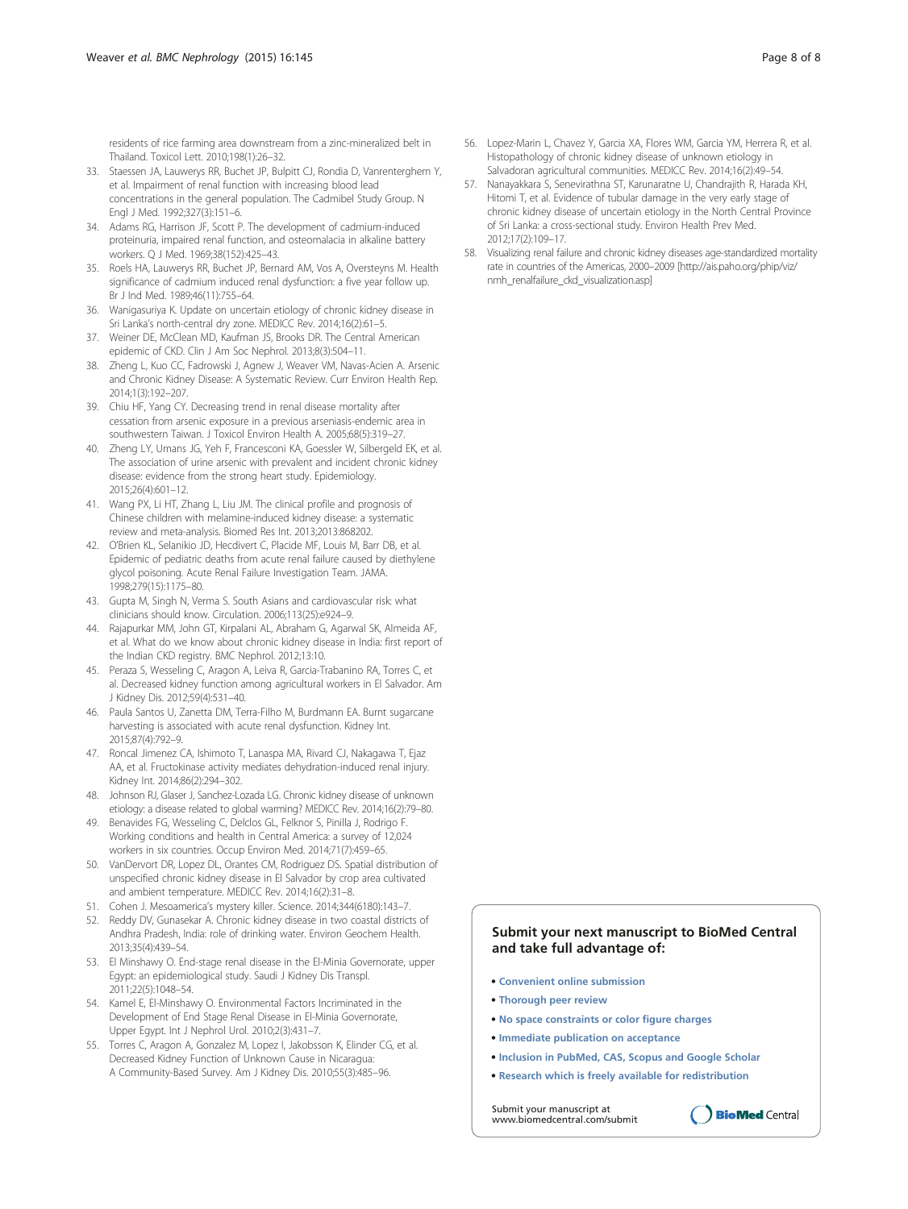residents of rice farming area downstream from a zinc-mineralized belt in Thailand. Toxicol Lett. 2010;198(1):26–32.

33. Staessen JA, Lauwerys RR, Buchet JP, Bulpitt CJ, Rondia D, Vanrenterghem Y, et al. Impairment of renal function with increasing blood lead concentrations in the general population. The Cadmibel Study Group. N Engl J Med. 1992;327(3):151–6.
34. Adams RG, Harrison JF, Scott P. The development of cadmium-induced proteinuria, impaired renal function, and osteomalacia in alkaline battery workers. Q J Med. 1969;38(152):425–43.
35. Roels HA, Lauwerys RR, Buchet JP, Bernard AM, Vos A, Oversteyns M. Health significance of cadmium induced renal dysfunction: a five year follow up. Br J Ind Med. 1989;46(11):755–64.
36. Wanigasuriya K. Update on uncertain etiology of chronic kidney disease in Sri Lanka's north-central dry zone. MEDICC Rev. 2014;16(2):61–5.
37. Weiner DE, McClean MD, Kaufman JS, Brooks DR. The Central American epidemic of CKD. Clin J Am Soc Nephrol. 2013;8(3):504–11.
38. Zheng L, Kuo CC, Fadrowski J, Agnew J, Weaver VM, Navas-Acien A. Arsenic and Chronic Kidney Disease: A Systematic Review. Curr Environ Health Rep. 2014;1(3):192–207.
39. Chiu HF, Yang CY. Decreasing trend in renal disease mortality after cessation from arsenic exposure in a previous arseniasis-endemic area in southwestern Taiwan. J Toxicol Environ Health A. 2005;68(5):319–27.
40. Zheng LY, Umans JG, Yeh F, Francesconi KA, Goessler W, Silbergeld EK, et al. The association of urine arsenic with prevalent and incident chronic kidney disease: evidence from the strong heart study. Epidemiology. 2015;26(4):601–12.
41. Wang PX, Li HT, Zhang L, Liu JM. The clinical profile and prognosis of Chinese children with melamine-induced kidney disease: a systematic review and meta-analysis. Biomed Res Int. 2013;2013:868202.
42. O'Brien KL, Selanikio JD, Hecdivert C, Placide MF, Louis M, Barr DB, et al. Epidemic of pediatric deaths from acute renal failure caused by diethylene glycol poisoning. Acute Renal Failure Investigation Team. JAMA. 1998;279(15):1175–80.
43. Gupta M, Singh N, Verma S. South Asians and cardiovascular risk: what clinicians should know. Circulation. 2006;113(25):e924–9.
44. Rajapurkar MM, John GT, Kirpalani AL, Abraham G, Agarwal SK, Almeida AF, et al. What do we know about chronic kidney disease in India: first report of the Indian CKD registry. BMC Nephrol. 2012;13:10.
45. Peraza S, Wesseling C, Aragon A, Leiva R, Garcia-Trabanino RA, Torres C, et al. Decreased kidney function among agricultural workers in El Salvador. Am J Kidney Dis. 2012;59(4):531–40.
46. Paula Santos U, Zanetta DM, Terra-Filho M, Burdmann EA. Burnt sugarcane harvesting is associated with acute renal dysfunction. Kidney Int. 2015;87(4):792–9.
47. Roncal Jimenez CA, Ishimoto T, Lanaspa MA, Rivard CJ, Nakagawa T, Ejaz AA, et al. Fructokinase activity mediates dehydration-induced renal injury. Kidney Int. 2014;86(2):294–302.
48. Johnson RJ, Glaser J, Sanchez-Lozada LG. Chronic kidney disease of unknown etiology: a disease related to global warming? MEDICC Rev. 2014;16(2):79–80.
49. Benavides FG, Wesseling C, Delclos GL, Felknor S, Pinilla J, Rodrigo F. Working conditions and health in Central America: a survey of 12,024 workers in six countries. Occup Environ Med. 2014;71(7):459–65.
50. VanDervort DR, Lopez DL, Orantes CM, Rodriguez DS. Spatial distribution of unspecified chronic kidney disease in El Salvador by crop area cultivated and ambient temperature. MEDICC Rev. 2014;16(2):31–8.
51. Cohen J. Mesoamerica's mystery killer. Science. 2014;344(6180):143–7.
52. Reddy DV, Gunasekar A. Chronic kidney disease in two coastal districts of Andhra Pradesh, India: role of drinking water. Environ Geochem Health. 2013;35(4):439–54.
53. El Minshawy O. End-stage renal disease in the El-Minia Governorate, upper Egypt: an epidemiological study. Saudi J Kidney Dis Transpl. 2011;22(5):1048–54.
54. Kamel E, El-Minshawy O. Environmental Factors Incriminated in the Development of End Stage Renal Disease in El-Minia Governorate, Upper Egypt. Int J Nephrol Urol. 2010;2(3):431–7.
55. Torres C, Aragon A, Gonzalez M, Lopez I, Jakobsson K, Elinder CG, et al. Decreased Kidney Function of Unknown Cause in Nicaragua: A Community-Based Survey. Am J Kidney Dis. 2010;55(3):485–96.
56. Lopez-Marin L, Chavez Y, Garcia XA, Flores WM, Garcia YM, Herrera R, et al. Histopathology of chronic kidney disease of unknown etiology in Salvadoran agricultural communities. MEDICC Rev. 2014;16(2):49–54.
57. Nanayakkara S, Senevirathna ST, Karunaratne U, Chandrajith R, Harada KH, Hitomi T, et al. Evidence of tubular damage in the very early stage of chronic kidney disease of uncertain etiology in the North Central Province of Sri Lanka: a cross-sectional study. Environ Health Prev Med. 2012;17(2):109–17.
58. Visualizing renal failure and chronic kidney diseases age-standardized mortality rate in countries of the Americas, 2000–2009 [http://ais.paho.org/phip/viz/nmh_renalfailure_ckd_visualization.asp]

**Submit your next manuscript to BioMed Central and take full advantage of:**

- Convenient online submission
- Thorough peer review
- No space constraints or color figure charges
- Immediate publication on acceptance
- Inclusion in PubMed, CAS, Scopus and Google Scholar
- Research which is freely available for redistribution

Submit your manuscript at
www.biomedcentral.com/submit

BioMed Central